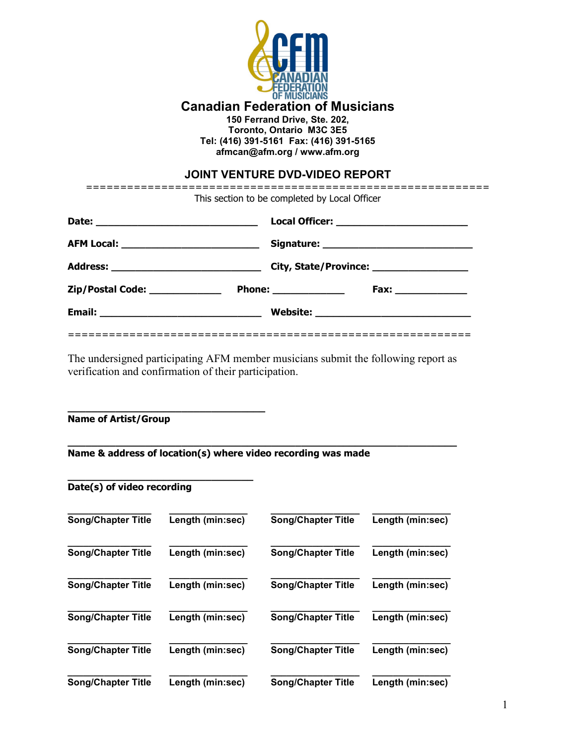# Canadian Federation of Musicians

**150 Ferrand Drive, Ste. 202,**
**Toronto, Ontario M3C 3E5**
**Tel: (416) 391-5161 Fax: (416) 391-5165**
**afmcan@afm.org / www.afm.org**

## JOINT VENTURE DVD-VIDEO REPORT

============================================================

This section to be completed by Local Officer

**Date:** ____________________________ **Local Officer:** ______________________

**AFM Local:** ________________________ **Signature:** __________________________

**Address:** __________________________ **City, State/Province:** ________________

**Zip/Postal Code:** ____________ **Phone:** ____________ **Fax:** ____________

**Email:** ____________________________ **Website:** ___________________________

============================================================

The undersigned participating AFM member musicians submit the following report as verification and confirmation of their participation.

__________________________________
**Name of Artist/Group**

__________________________________________________________________
**Name & address of location(s) where video recording was made**

________________________________
**Date(s) of video recording**

| Song/Chapter Title | Length (min:sec) | Song/Chapter Title | Length (min:sec) |
|---|---|---|---|
| | | | |
| | | | |
| | | | |
| | | | |
| | | | |
| | | | |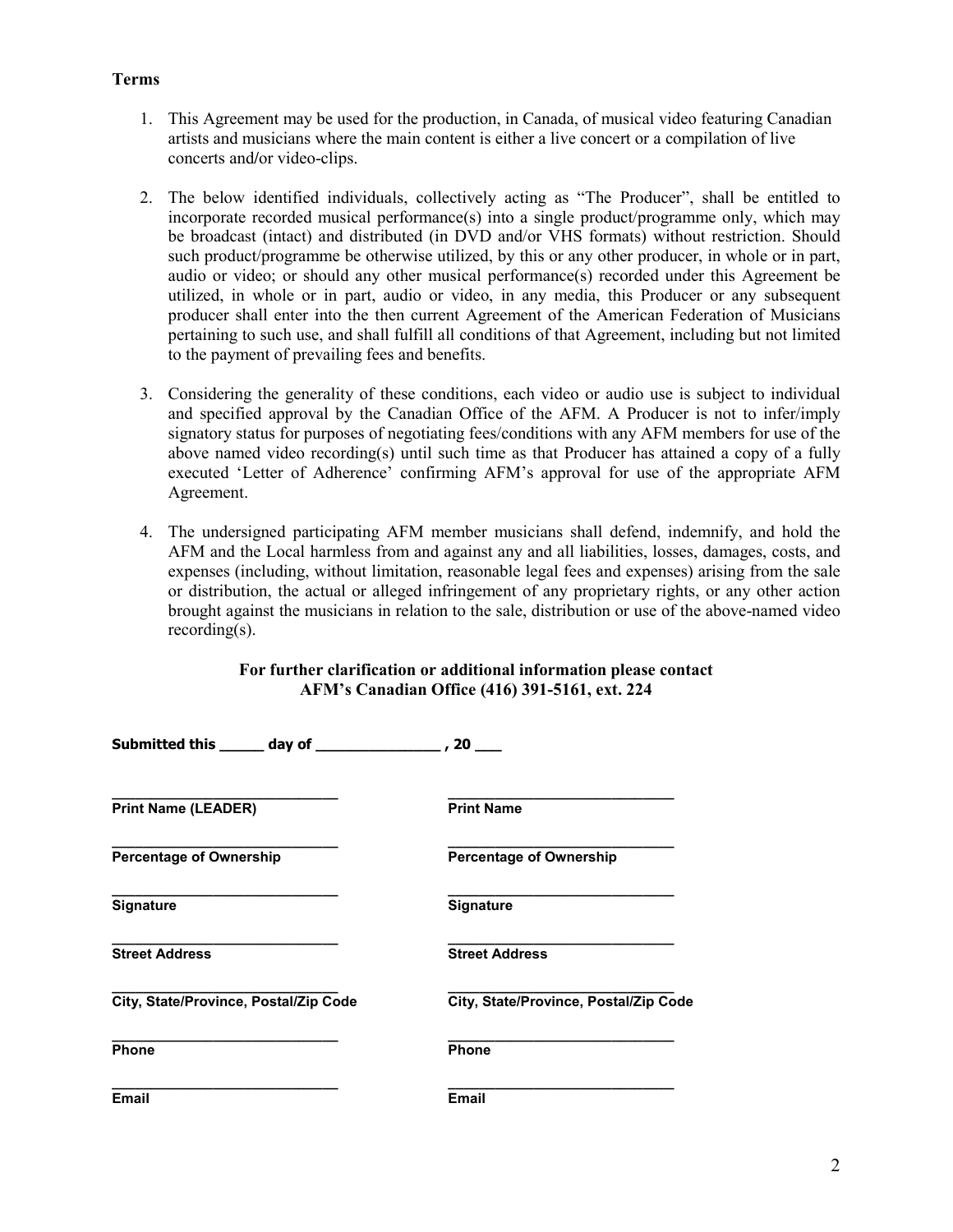**Terms**

1. This Agreement may be used for the production, in Canada, of musical video featuring Canadian artists and musicians where the main content is either a live concert or a compilation of live concerts and/or video-clips.

2. The below identified individuals, collectively acting as "The Producer", shall be entitled to incorporate recorded musical performance(s) into a single product/programme only, which may be broadcast (intact) and distributed (in DVD and/or VHS formats) without restriction. Should such product/programme be otherwise utilized, by this or any other producer, in whole or in part, audio or video; or should any other musical performance(s) recorded under this Agreement be utilized, in whole or in part, audio or video, in any media, this Producer or any subsequent producer shall enter into the then current Agreement of the American Federation of Musicians pertaining to such use, and shall fulfill all conditions of that Agreement, including but not limited to the payment of prevailing fees and benefits.

3. Considering the generality of these conditions, each video or audio use is subject to individual and specified approval by the Canadian Office of the AFM. A Producer is not to infer/imply signatory status for purposes of negotiating fees/conditions with any AFM members for use of the above named video recording(s) until such time as that Producer has attained a copy of a fully executed 'Letter of Adherence' confirming AFM's approval for use of the appropriate AFM Agreement.

4. The undersigned participating AFM member musicians shall defend, indemnify, and hold the AFM and the Local harmless from and against any and all liabilities, losses, damages, costs, and expenses (including, without limitation, reasonable legal fees and expenses) arising from the sale or distribution, the actual or alleged infringement of any proprietary rights, or any other action brought against the musicians in relation to the sale, distribution or use of the above-named video recording(s).

**For further clarification or additional information please contact**
**AFM's Canadian Office (416) 391-5161, ext. 224**

**Submitted this _____ day of _______________ , 20 ___**

| | |
|---|---|
| ____________________________ | ____________________________ |
| **Print Name (LEADER)** | **Print Name** |
| ____________________________ | ____________________________ |
| **Percentage of Ownership** | **Percentage of Ownership** |
| ____________________________ | ____________________________ |
| **Signature** | **Signature** |
| ____________________________ | ____________________________ |
| **Street Address** | **Street Address** |
| ____________________________ | ____________________________ |
| **City, State/Province, Postal/Zip Code** | **City, State/Province, Postal/Zip Code** |
| ____________________________ | ____________________________ |
| **Phone** | **Phone** |
| ____________________________ | ____________________________ |
| **Email** | **Email** |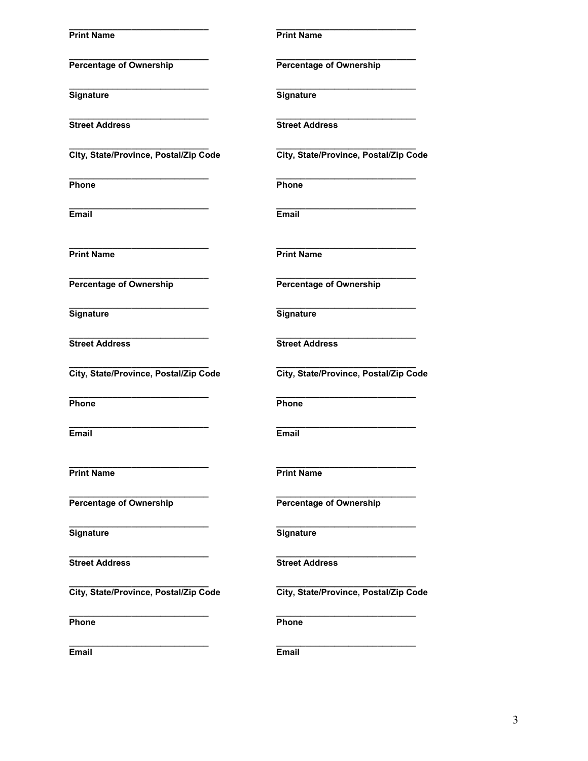______________________________
**Print Name**

______________________________
**Percentage of Ownership**

______________________________
**Signature**

______________________________
**Street Address**

______________________________
**City, State/Province, Postal/Zip Code**

______________________________
**Phone**

______________________________
**Email**

______________________________
**Print Name**

______________________________
**Percentage of Ownership**

______________________________
**Signature**

______________________________
**Street Address**

______________________________
**City, State/Province, Postal/Zip Code**

______________________________
**Phone**

______________________________
**Email**

______________________________
**Print Name**

______________________________
**Percentage of Ownership**

______________________________
**Signature**

______________________________
**Street Address**

______________________________
**City, State/Province, Postal/Zip Code**

______________________________
**Phone**

______________________________
**Email**

______________________________
**Print Name**

______________________________
**Percentage of Ownership**

______________________________
**Signature**

______________________________
**Street Address**

______________________________
**City, State/Province, Postal/Zip Code**

______________________________
**Phone**

______________________________
**Email**

______________________________
**Print Name**

______________________________
**Percentage of Ownership**

______________________________
**Signature**

______________________________
**Street Address**

______________________________
**City, State/Province, Postal/Zip Code**

______________________________
**Phone**

______________________________
**Email**

______________________________
**Print Name**

______________________________
**Percentage of Ownership**

______________________________
**Signature**

______________________________
**Street Address**

______________________________
**City, State/Province, Postal/Zip Code**

______________________________
**Phone**

______________________________
**Email**